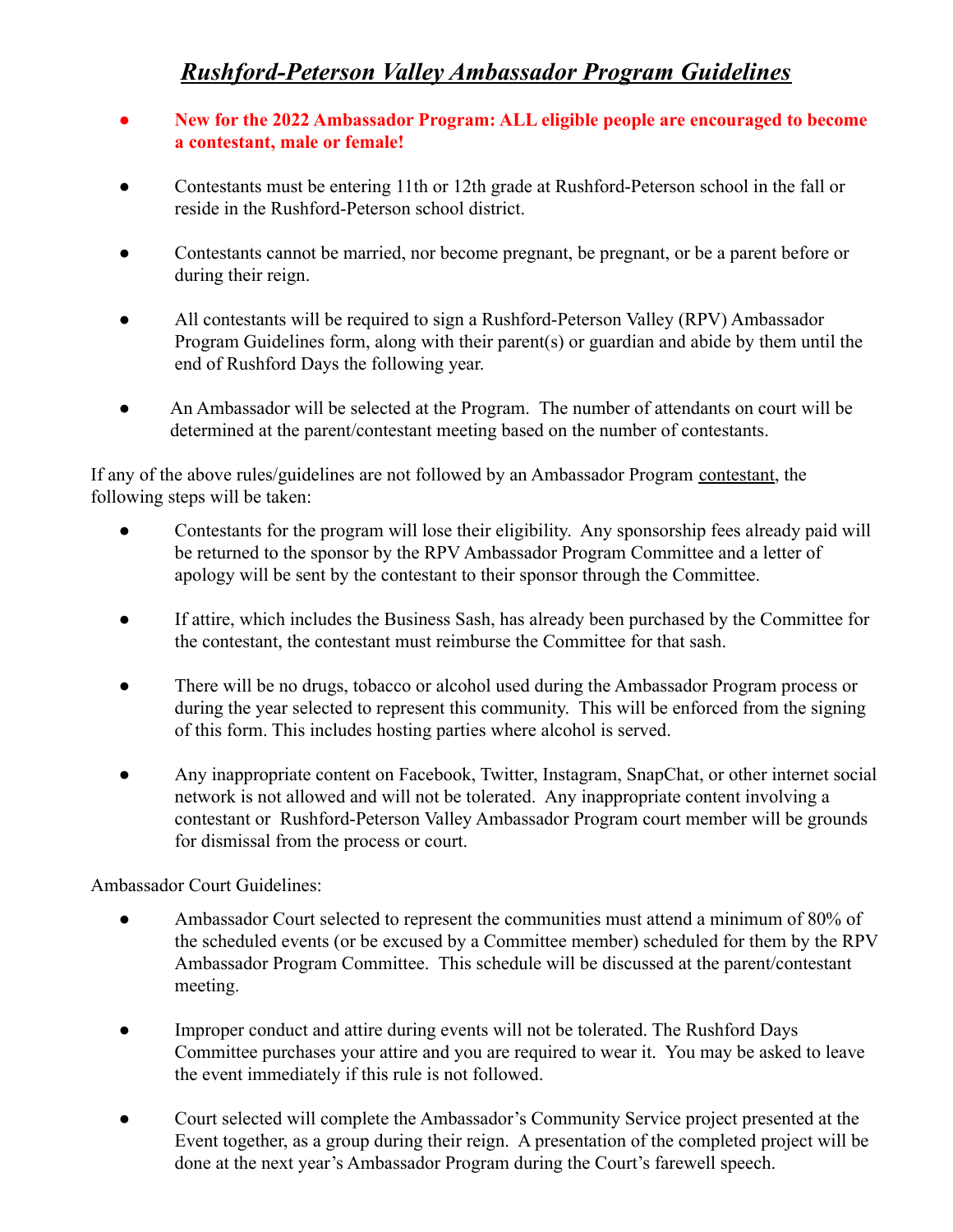# ***Rushford-Peterson Valley Ambassador Program Guidelines***

- **New for the 2022 Ambassador Program: ALL eligible people are encouraged to become a contestant, male or female!**
- Contestants must be entering 11th or 12th grade at Rushford-Peterson school in the fall or reside in the Rushford-Peterson school district.
- Contestants cannot be married, nor become pregnant, be pregnant, or be a parent before or during their reign.
- All contestants will be required to sign a Rushford-Peterson Valley (RPV) Ambassador Program Guidelines form, along with their parent(s) or guardian and abide by them until the end of Rushford Days the following year.
- An Ambassador will be selected at the Program. The number of attendants on court will be determined at the parent/contestant meeting based on the number of contestants.

If any of the above rules/guidelines are not followed by an Ambassador Program <u>contestant</u>, the following steps will be taken:

- Contestants for the program will lose their eligibility. Any sponsorship fees already paid will be returned to the sponsor by the RPV Ambassador Program Committee and a letter of apology will be sent by the contestant to their sponsor through the Committee.
- If attire, which includes the Business Sash, has already been purchased by the Committee for the contestant, the contestant must reimburse the Committee for that sash.
- There will be no drugs, tobacco or alcohol used during the Ambassador Program process or during the year selected to represent this community. This will be enforced from the signing of this form. This includes hosting parties where alcohol is served.
- Any inappropriate content on Facebook, Twitter, Instagram, SnapChat, or other internet social network is not allowed and will not be tolerated. Any inappropriate content involving a contestant or Rushford-Peterson Valley Ambassador Program court member will be grounds for dismissal from the process or court.

Ambassador Court Guidelines:

- Ambassador Court selected to represent the communities must attend a minimum of 80% of the scheduled events (or be excused by a Committee member) scheduled for them by the RPV Ambassador Program Committee. This schedule will be discussed at the parent/contestant meeting.
- Improper conduct and attire during events will not be tolerated. The Rushford Days Committee purchases your attire and you are required to wear it. You may be asked to leave the event immediately if this rule is not followed.
- Court selected will complete the Ambassador's Community Service project presented at the Event together, as a group during their reign. A presentation of the completed project will be done at the next year's Ambassador Program during the Court's farewell speech.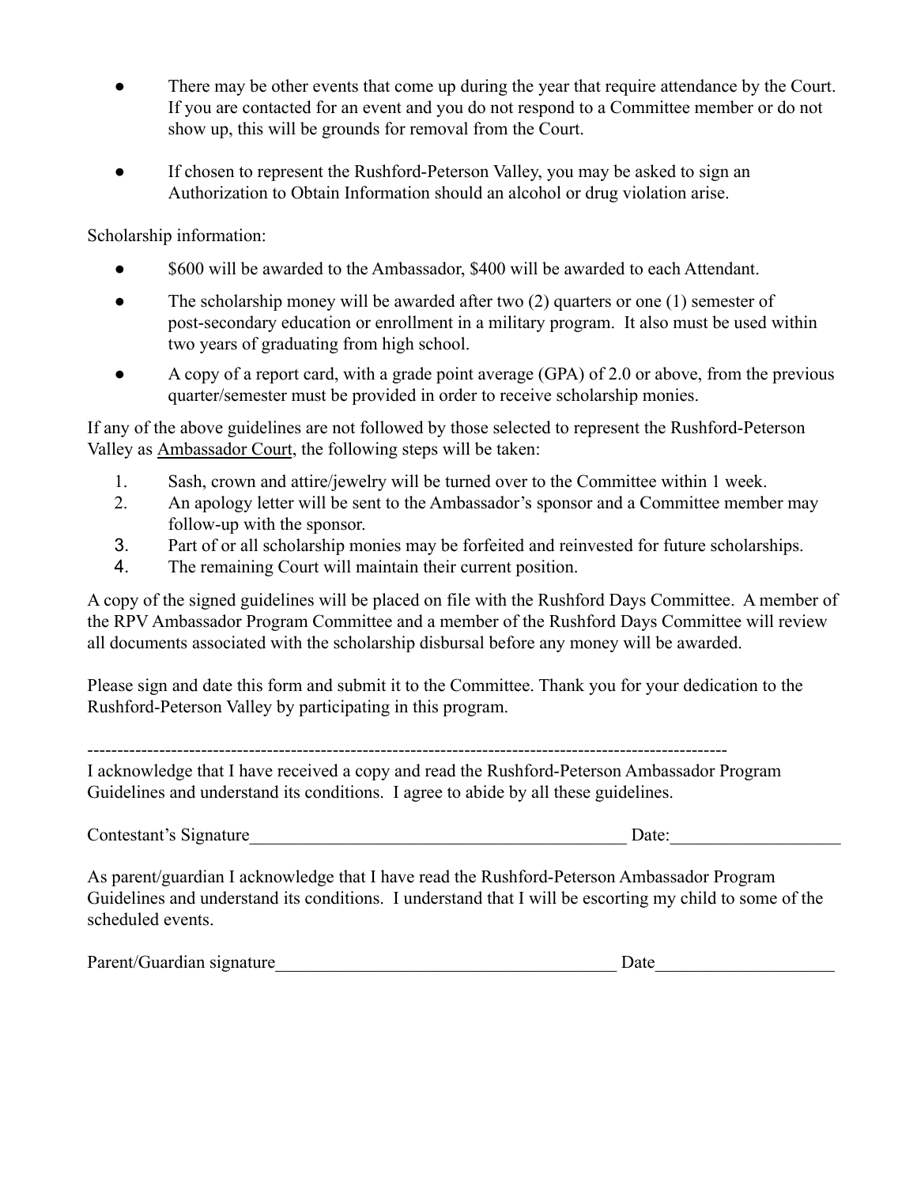- There may be other events that come up during the year that require attendance by the Court. If you are contacted for an event and you do not respond to a Committee member or do not show up, this will be grounds for removal from the Court.

- If chosen to represent the Rushford-Peterson Valley, you may be asked to sign an Authorization to Obtain Information should an alcohol or drug violation arise.

Scholarship information:

- $600 will be awarded to the Ambassador, $400 will be awarded to each Attendant.
- The scholarship money will be awarded after two (2) quarters or one (1) semester of post-secondary education or enrollment in a military program. It also must be used within two years of graduating from high school.
- A copy of a report card, with a grade point average (GPA) of 2.0 or above, from the previous quarter/semester must be provided in order to receive scholarship monies.

If any of the above guidelines are not followed by those selected to represent the Rushford-Peterson Valley as <u>Ambassador Court</u>, the following steps will be taken:

1. Sash, crown and attire/jewelry will be turned over to the Committee within 1 week.
2. An apology letter will be sent to the Ambassador's sponsor and a Committee member may follow-up with the sponsor.
3. Part of or all scholarship monies may be forfeited and reinvested for future scholarships.
4. The remaining Court will maintain their current position.

A copy of the signed guidelines will be placed on file with the Rushford Days Committee. A member of the RPV Ambassador Program Committee and a member of the Rushford Days Committee will review all documents associated with the scholarship disbursal before any money will be awarded.

Please sign and date this form and submit it to the Committee. Thank you for your dedication to the Rushford-Peterson Valley by participating in this program.

-------------------------------------------------------------------------------------------------------------

I acknowledge that I have received a copy and read the Rushford-Peterson Ambassador Program Guidelines and understand its conditions. I agree to abide by all these guidelines.

Contestant's Signature\_\_\_\_\_\_\_\_\_\_\_\_\_\_\_\_\_\_\_\_\_\_\_\_\_\_\_\_\_\_\_\_\_\_\_\_\_\_\_\_\_\_ Date:\_\_\_\_\_\_\_\_\_\_\_\_\_\_\_\_\_\_\_

As parent/guardian I acknowledge that I have read the Rushford-Peterson Ambassador Program Guidelines and understand its conditions. I understand that I will be escorting my child to some of the scheduled events.

Parent/Guardian signature\_\_\_\_\_\_\_\_\_\_\_\_\_\_\_\_\_\_\_\_\_\_\_\_\_\_\_\_\_\_\_\_\_\_\_\_\_\_ Date\_\_\_\_\_\_\_\_\_\_\_\_\_\_\_\_\_\_\_\_